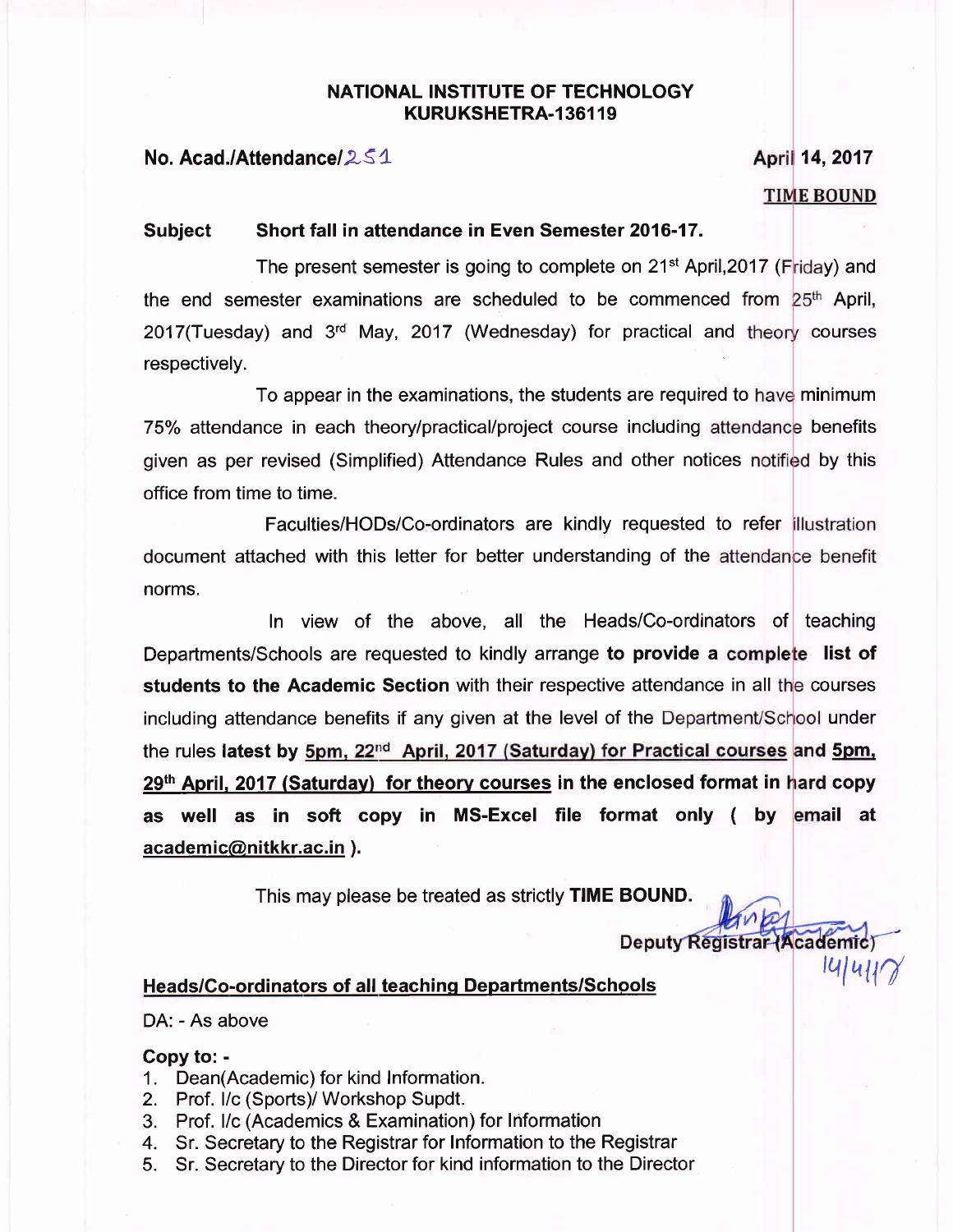**NATIONAL INSTITUTE OF TECHNOLOGY**
**KURUKSHETRA-136119**

**No. Acad./Attendance/251** **April 14, 2017**

**TIME BOUND**

**Subject Short fall in attendance in Even Semester 2016-17.**

The present semester is going to complete on 21st April,2017 (Friday) and the end semester examinations are scheduled to be commenced from 25th April, 2017(Tuesday) and 3rd May, 2017 (Wednesday) for practical and theory courses respectively.

To appear in the examinations, the students are required to have minimum 75% attendance in each theory/practical/project course including attendance benefits given as per revised (Simplified) Attendance Rules and other notices notified by this office from time to time.

Faculties/HODs/Co-ordinators are kindly requested to refer illustration document attached with this letter for better understanding of the attendance benefit norms.

In view of the above, all the Heads/Co-ordinators of teaching Departments/Schools are requested to kindly arrange **to provide a complete list of students to the Academic Section** with their respective attendance in all the courses including attendance benefits if any given at the level of the Department/School under the rules **latest by <u>5pm, 22nd April, 2017 (Saturday) for Practical courses</u> and <u>5pm, 29th April, 2017 (Saturday) for theory courses</u> in the enclosed format in hard copy as well as in soft copy in MS-Excel file format only ( by email at <u>academic@nitkkr.ac.in</u> ).**

This may please be treated as strictly **TIME BOUND.**

Deputy Registrar (Academic)
14/4/17

**<u>Heads/Co-ordinators of all teaching Departments/Schools</u>**

DA: - As above

**Copy to: -**

1. Dean(Academic) for kind Information.
2. Prof. I/c (Sports)/ Workshop Supdt.
3. Prof. I/c (Academics & Examination) for Information
4. Sr. Secretary to the Registrar for Information to the Registrar
5. Sr. Secretary to the Director for kind information to the Director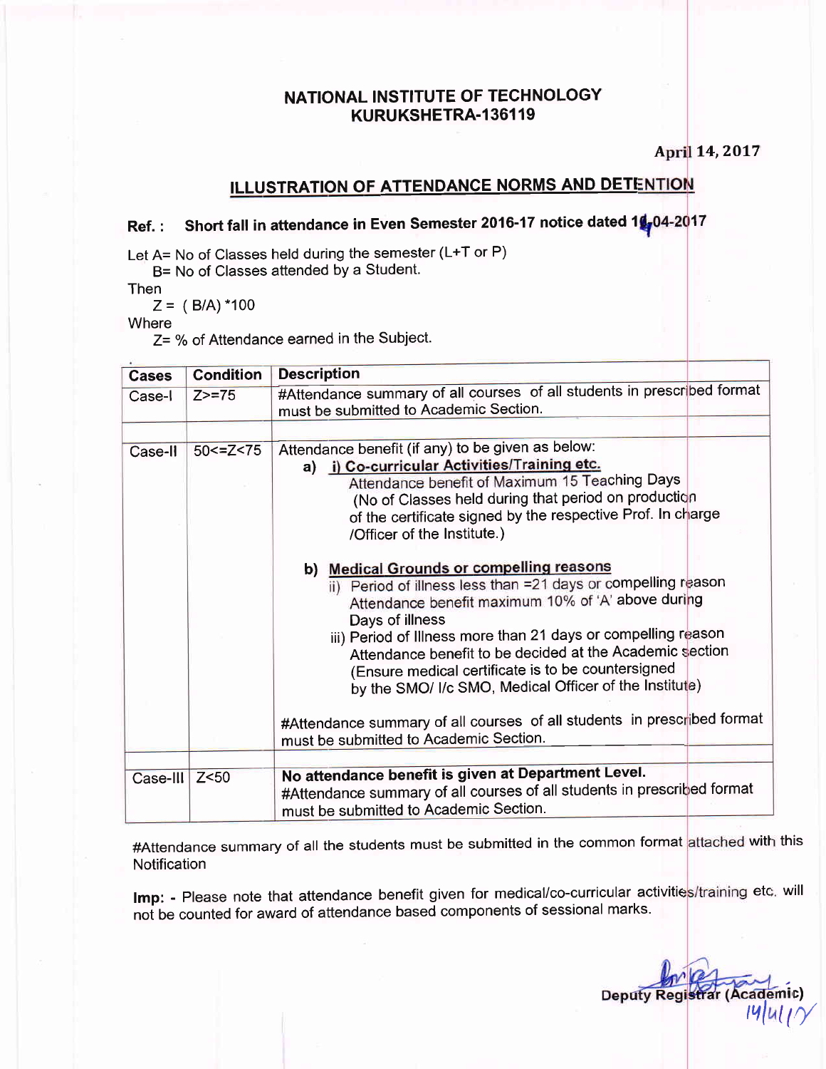# NATIONAL INSTITUTE OF TECHNOLOGY KURUKSHETRA-136119

April 14, 2017

## ILLUSTRATION OF ATTENDANCE NORMS AND DETENTION

**Ref. : Short fall in attendance in Even Semester 2016-17 notice dated 14-04-2017**

Let A= No of Classes held during the semester (L+T or P)

B= No of Classes attended by a Student.

Then

Z = ( B/A) *100

Where

Z= % of Attendance earned in the Subject.

| Cases | Condition | Description |
|---|---|---|
| Case-I | Z>=75 | #Attendance summary of all courses of all students in prescribed format must be submitted to Academic Section. |
| | | |
| Case-II | 50<=Z<75 | Attendance benefit (if any) to be given as below:<br>**a) i) Co-curricular Activities/Training etc.**<br>Attendance benefit of Maximum 15 Teaching Days (No of Classes held during that period on production of the certificate signed by the respective Prof. In charge /Officer of the Institute.)<br>**b) Medical Grounds or compelling reasons**<br>ii) Period of illness less than =21 days or compelling reason Attendance benefit maximum 10% of 'A' above during Days of illness<br>iii) Period of Illness more than 21 days or compelling reason Attendance benefit to be decided at the Academic section (Ensure medical certificate is to be countersigned by the SMO/ I/c SMO, Medical Officer of the Institute)<br>#Attendance summary of all courses of all students in prescribed format must be submitted to Academic Section. |
| | | |
| Case-III | Z<50 | **No attendance benefit is given at Department Level.**<br>#Attendance summary of all courses of all students in prescribed format must be submitted to Academic Section. |

#Attendance summary of all the students must be submitted in the common format attached with this Notification

**Imp: -** Please note that attendance benefit given for medical/co-curricular activities/training etc. will not be counted for award of attendance based components of sessional marks.

Deputy Registrar (Academic)

14/4/17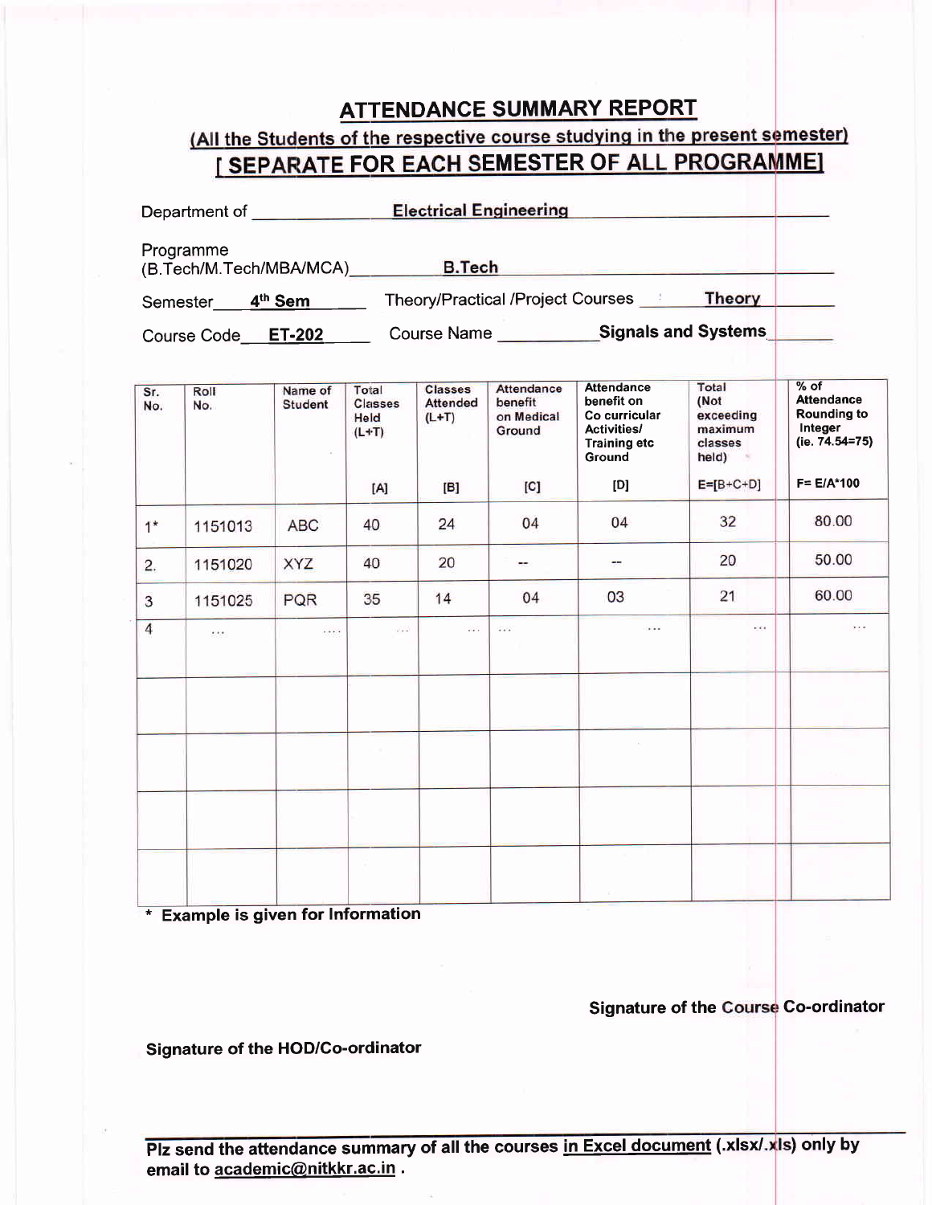## ATTENDANCE SUMMARY REPORT

**(All the Students of the respective course studying in the present semester)**

**[ SEPARATE FOR EACH SEMESTER OF ALL PROGRAMME]**

Department of **Electrical Engineering**

Programme (B.Tech/M.Tech/MBA/MCA) **B.Tech**

Semester **4th Sem** Theory/Practical /Project Courses **Theory**

Course Code **ET-202** Course Name **Signals and Systems**

| Sr. No. | Roll No. | Name of Student | Total Classes Held (L+T) [A] | Classes Attended (L+T) [B] | Attendance benefit on Medical Ground [C] | Attendance benefit on Co curricular Activities/ Training etc Ground [D] | Total (Not exceeding maximum classes held) E=[B+C+D] | % of Attendance Rounding to Integer (ie. 74.54=75) F= E/A*100 |
|---|---|---|---|---|---|---|---|---|
| 1* | 1151013 | ABC | 40 | 24 | 04 | 04 | 32 | 80.00 |
| 2. | 1151020 | XYZ | 40 | 20 | -- | -- | 20 | 50.00 |
| 3 | 1151025 | PQR | 35 | 14 | 04 | 03 | 21 | 60.00 |
| 4 | ... | .... | ... | ... | ... | ... | ... | ... |
| | | | | | | | | |
| | | | | | | | | |
| | | | | | | | | |
| | | | | | | | | |

**\* Example is given for Information**

**Signature of the Course Co-ordinator**

**Signature of the HOD/Co-ordinator**

**Plz send the attendance summary of all the courses in Excel document (.xlsx/.xls) only by email to academic@nitkkr.ac.in .**